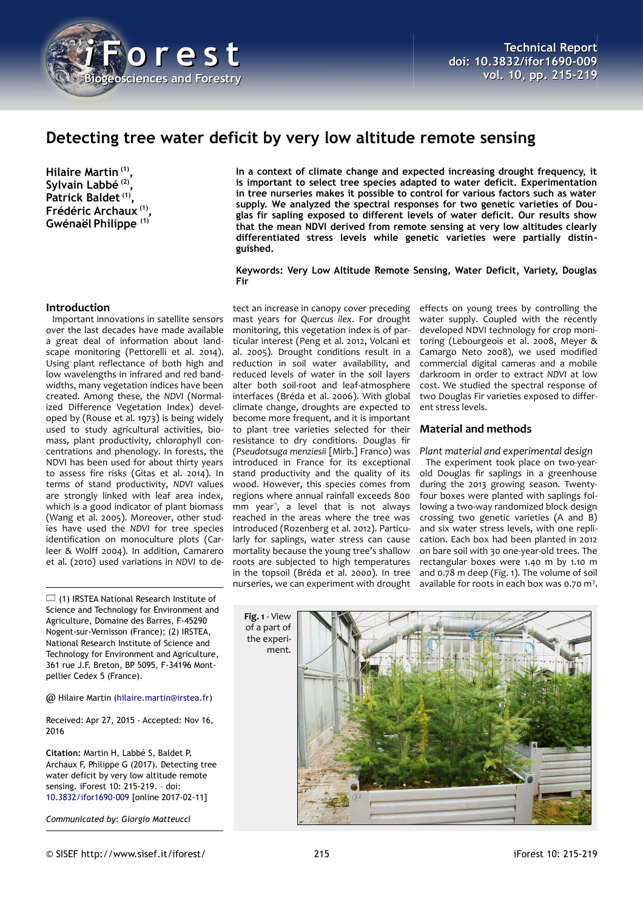# Detecting tree water deficit by very low altitude remote sensing

**Hilaire Martin [1], Sylvain Labbé [2], Patrick Baldet [1], Frédéric Archaux [1], Gwénaël Philippe [1]**

**In a context of climate change and expected increasing drought frequency, it is important to select tree species adapted to water deficit. Experimentation in tree nurseries makes it possible to control for various factors such as water supply. We analyzed the spectral responses for two genetic varieties of Douglas fir sapling exposed to different levels of water deficit. Our results show that the mean NDVI derived from remote sensing at very low altitudes clearly differentiated stress levels while genetic varieties were partially distinguished.**

**Keywords: Very Low Altitude Remote Sensing, Water Deficit, Variety, Douglas Fir**

## Introduction

Important innovations in satellite sensors over the last decades have made available a great deal of information about landscape monitoring (Pettorelli et al. 2014). Using plant reflectance of both high and low wavelengths in infrared and red bandwidths, many vegetation indices have been created. Among these, the *NDVI* (Normalized Difference Vegetation Index) developed by (Rouse et al. 1973) is being widely used to study agricultural activities, biomass, plant productivity, chlorophyll concentrations and phenology. In forests, the NDVI has been used for about thirty years to assess fire risks (Gitas et al. 2014). In terms of stand productivity, *NDVI* values are strongly linked with leaf area index, which is a good indicator of plant biomass (Wang et al. 2005). Moreover, other studies have used the *NDVI* for tree species identification on monoculture plots (Carleer & Wolff 2004). In addition, Camarero et al. (2010) used variations in *NDVI* to detect an increase in canopy cover preceding mast years for *Quercus ilex*. For drought monitoring, this vegetation index is of particular interest (Peng et al. 2012, Volcani et al. 2005). Drought conditions result in a reduction in soil water availability, and reduced levels of water in the soil layers alter both soil-root and leaf-atmosphere interfaces (Bréda et al. 2006). With global climate change, droughts are expected to become more frequent, and it is important to plant tree varieties selected for their resistance to dry conditions. Douglas fir (*Pseudotsuga menziesii* [Mirb.] Franco) was introduced in France for its exceptional stand productivity and the quality of its wood. However, this species comes from regions where annual rainfall exceeds 800 mm year$^{-1}$, a level that is not always reached in the areas where the tree was introduced (Rozenberg et al. 2012). Particularly for saplings, water stress can cause mortality because the young tree's shallow roots are subjected to high temperatures in the topsoil (Bréda et al. 2000). In tree nurseries, we can experiment with drought effects on young trees by controlling the water supply. Coupled with the recently developed NDVI technology for crop monitoring (Lebourgeois et al. 2008, Meyer & Camargo Neto 2008), we used modified commercial digital cameras and a mobile darkroom in order to extract *NDVI* at low cost. We studied the spectral response of two Douglas Fir varieties exposed to different stress levels.

## Material and methods

### *Plant material and experimental design*

The experiment took place on two-year-old Douglas fir saplings in a greenhouse during the 2013 growing season. Twenty-four boxes were planted with saplings following a two-way randomized block design crossing two genetic varieties (A and B) and six water stress levels, with one replication. Each box had been planted in 2012 on bare soil with 30 one-year-old trees. The rectangular boxes were 1.40 m by 1.10 m and 0.78 m deep (Fig. 1). The volume of soil available for roots in each box was 0.70 m$^3$.

**Fig. 1** - View of a part of the experiment.

(1) IRSTEA National Research Institute of Science and Technology for Environment and Agriculture, Domaine des Barres, F-45290 Nogent-sur-Vernisson (France); (2) IRSTEA, National Research Institute of Science and Technology for Environment and Agriculture, 361 rue J.F. Breton, BP 5095, F-34196 Montpellier Cedex 5 (France).

@ Hilaire Martin (hilaire.martin@irstea.fr)

Received: Apr 27, 2015 - Accepted: Nov 16, 2016

**Citation:** Martin H, Labbé S, Baldet P, Archaux F, Philippe G (2017). Detecting tree water deficit by very low altitude remote sensing. iForest 10: 215-219. – doi: 10.3832/ifor1690-009 [online 2017-02-11]

*Communicated by: Giorgio Matteucci*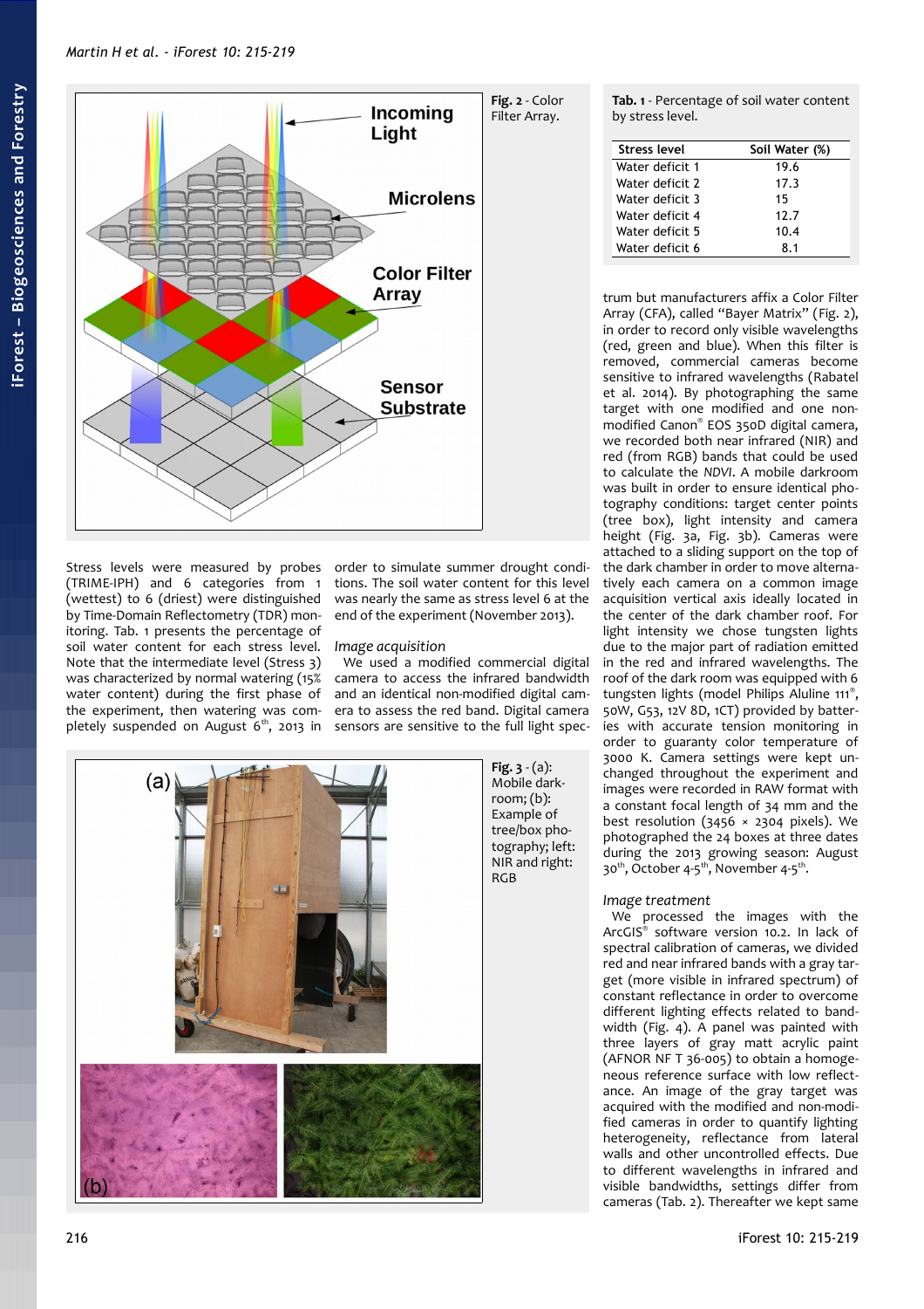Fig. 2 - Color Filter Array.

Tab. 1 - Percentage of soil water content by stress level.

| Stress level | Soil Water (%) |
|---|---|
| Water deficit 1 | 19.6 |
| Water deficit 2 | 17.3 |
| Water deficit 3 | 15 |
| Water deficit 4 | 12.7 |
| Water deficit 5 | 10.4 |
| Water deficit 6 | 8.1 |

Stress levels were measured by probes (TRIME-IPH) and 6 categories from 1 (wettest) to 6 (driest) were distinguished by Time-Domain Reflectometry (TDR) monitoring. Tab. 1 presents the percentage of soil water content for each stress level. Note that the intermediate level (Stress 3) was characterized by normal watering (15% water content) during the first phase of the experiment, then watering was completely suspended on August 6th, 2013 in order to simulate summer drought conditions. The soil water content for this level was nearly the same as stress level 6 at the end of the experiment (November 2013).

### *Image acquisition*

We used a modified commercial digital camera to access the infrared bandwidth and an identical non-modified digital camera to assess the red band. Digital camera sensors are sensitive to the full light spectrum but manufacturers affix a Color Filter Array (CFA), called "Bayer Matrix" (Fig. 2), in order to record only visible wavelengths (red, green and blue). When this filter is removed, commercial cameras become sensitive to infrared wavelengths (Rabatel et al. 2014). By photographing the same target with one modified and one non-modified Canon® EOS 350D digital camera, we recorded both near infrared (NIR) and red (from RGB) bands that could be used to calculate the *NDVI*. A mobile darkroom was built in order to ensure identical photography conditions: target center points (tree box), light intensity and camera height (Fig. 3a, Fig. 3b). Cameras were attached to a sliding support on the top of the dark chamber in order to move alternatively each camera on a common image acquisition vertical axis ideally located in the center of the dark chamber roof. For light intensity we chose tungsten lights due to the major part of radiation emitted in the red and infrared wavelengths. The roof of the dark room was equipped with 6 tungsten lights (model Philips Aluline 111®, 50W, G53, 12V 8D, 1CT) provided by batteries with accurate tension monitoring in order to guaranty color temperature of 3000 K. Camera settings were kept unchanged throughout the experiment and images were recorded in RAW format with a constant focal length of 34 mm and the best resolution (3456 × 2304 pixels). We photographed the 24 boxes at three dates during the 2013 growing season: August 30th, October 4-5th, November 4-5th.

Fig. 3 - (a): Mobile darkroom; (b): Example of tree/box photography; left: NIR and right: RGB

### *Image treatment*

We processed the images with the ArcGIS® software version 10.2. In lack of spectral calibration of cameras, we divided red and near infrared bands with a gray target (more visible in infrared spectrum) of constant reflectance in order to overcome different lighting effects related to bandwidth (Fig. 4). A panel was painted with three layers of gray matt acrylic paint (AFNOR NF T 36-005) to obtain a homogeneous reference surface with low reflectance. An image of the gray target was acquired with the modified and non-modified cameras in order to quantify lighting heterogeneity, reflectance from lateral walls and other uncontrolled effects. Due to different wavelengths in infrared and visible bandwidths, settings differ from cameras (Tab. 2). Thereafter we kept same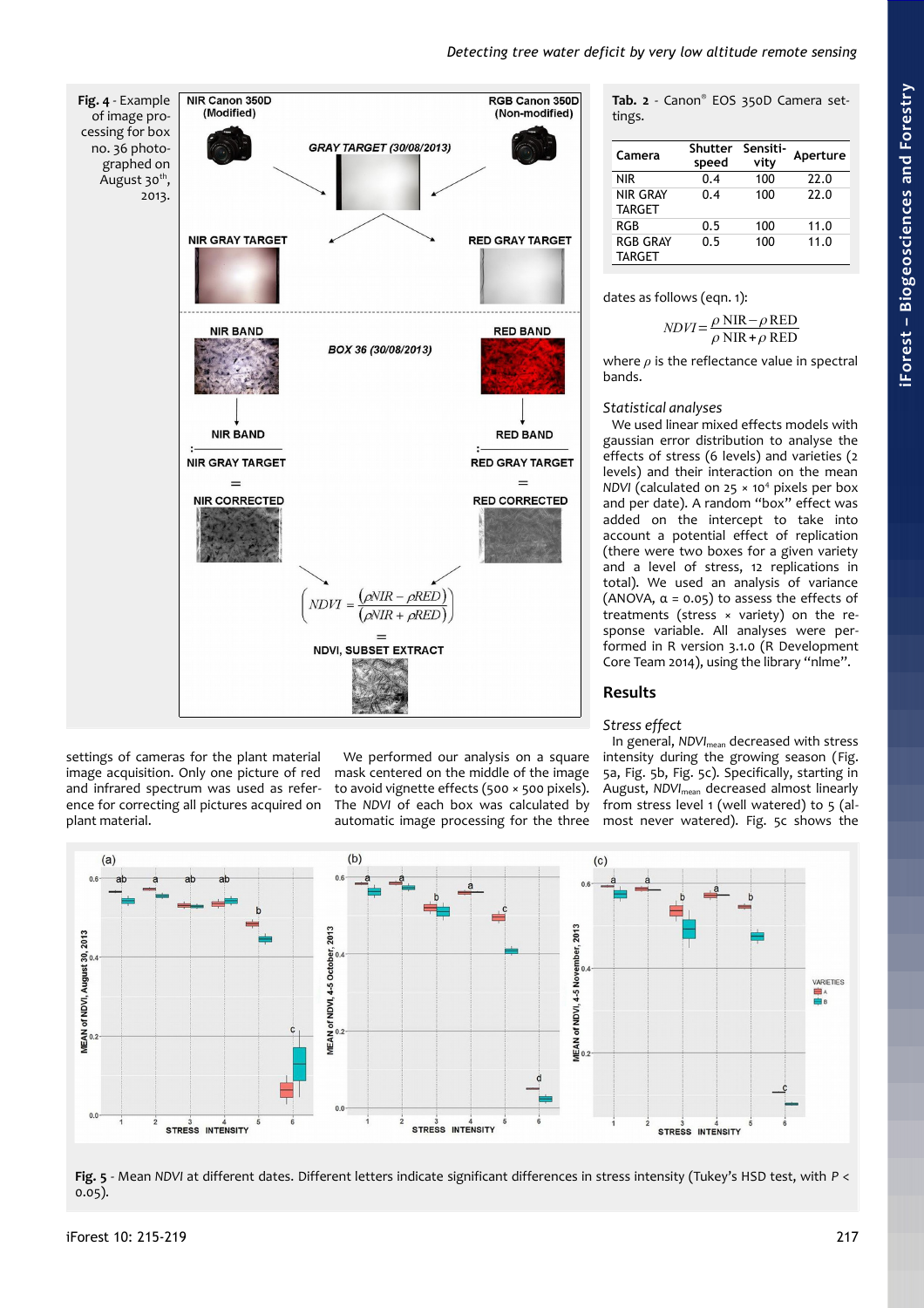Fig. 4 - Example of image processing for box no. 36 photographed on August 30th, 2013.

settings of cameras for the plant material image acquisition. Only one picture of red and infrared spectrum was used as reference for correcting all pictures acquired on plant material.

We performed our analysis on a square mask centered on the middle of the image to avoid vignette effects (500 × 500 pixels). The *NDVI* of each box was calculated by automatic image processing for the three dates as follows (eqn. 1):

Tab. 2 - Canon® EOS 350D Camera settings.

| Camera | Shutter speed | Sensitivity | Aperture |
|---|---|---|---|
| NIR | 0.4 | 100 | 22.0 |
| NIR GRAY TARGET | 0.4 | 100 | 22.0 |
| RGB | 0.5 | 100 | 11.0 |
| RGB GRAY TARGET | 0.5 | 100 | 11.0 |

$$NDVI = \frac{\rho\,NIR - \rho\,RED}{\rho\,NIR + \rho\,RED}$$

where $\rho$ is the reflectance value in spectral bands.

### Statistical analyses

We used linear mixed effects models with gaussian error distribution to analyse the effects of stress (6 levels) and varieties (2 levels) and their interaction on the mean *NDVI* (calculated on 25 × $10^4$ pixels per box and per date). A random "box" effect was added on the intercept to take into account a potential effect of replication (there were two boxes for a given variety and a level of stress, 12 replications in total). We used an analysis of variance (ANOVA, $\alpha$ = 0.05) to assess the effects of treatments (stress × variety) on the response variable. All analyses were performed in R version 3.1.0 (R Development Core Team 2014), using the library "nlme".

## Results

### Stress effect

In general, $NDVI_{mean}$ decreased with stress intensity during the growing season (Fig. 5a, Fig. 5b, Fig. 5c). Specifically, starting in August, $NDVI_{mean}$ decreased almost linearly from stress level 1 (well watered) to 5 (almost never watered). Fig. 5c shows the

Fig. 5 - Mean *NDVI* at different dates. Different letters indicate significant differences in stress intensity (Tukey's HSD test, with $P$ < 0.05).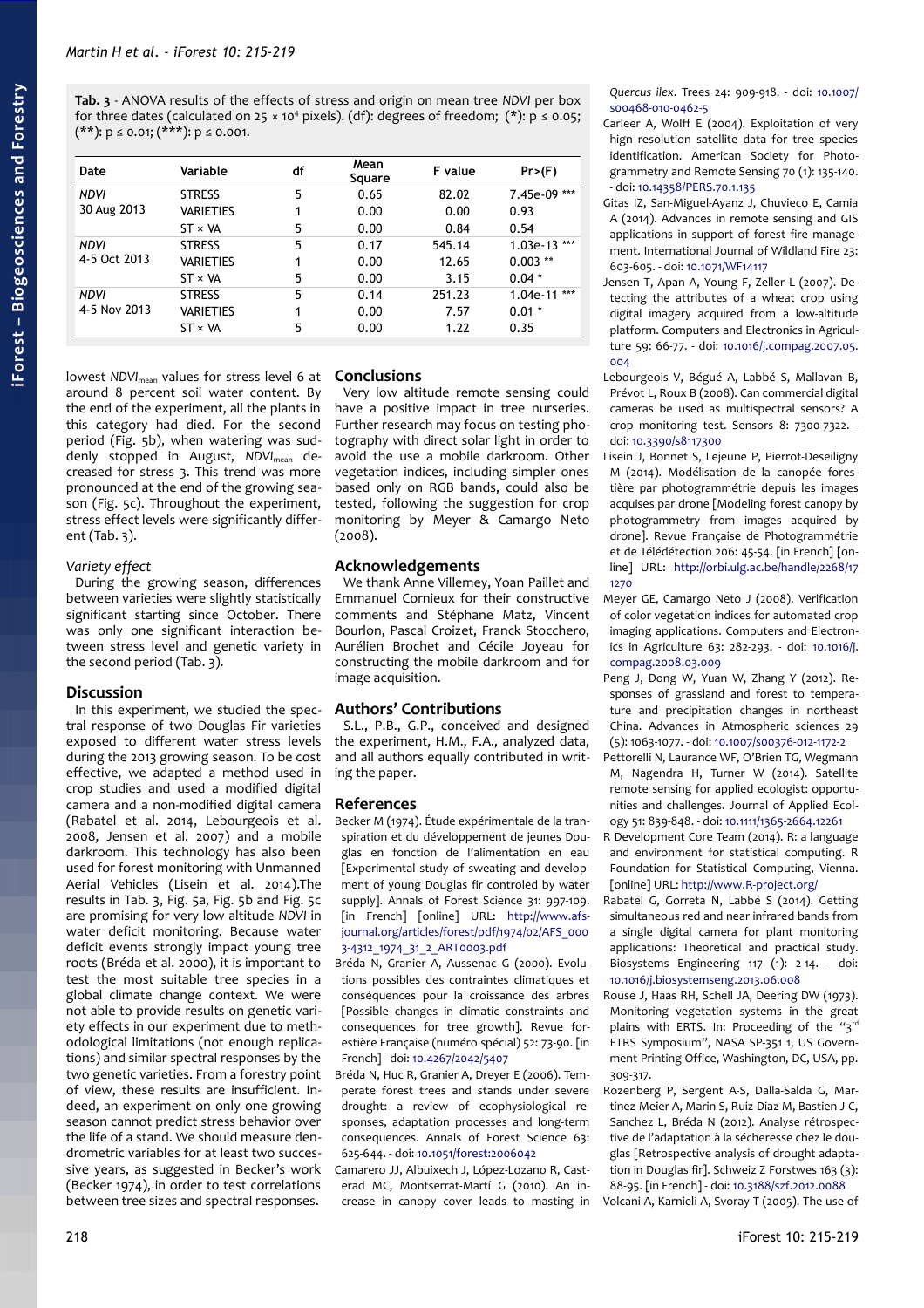**Tab. 3** - ANOVA results of the effects of stress and origin on mean tree *NDVI* per box for three dates (calculated on 25 × $10^4$ pixels). (df): degrees of freedom; (*): p ≤ 0.05; (**): p ≤ 0.01; (***): p ≤ 0.001.

| Date | Variable | df | Mean Square | F value | Pr>(F) |
|---|---|---|---|---|---|
| *NDVI* 30 Aug 2013 | STRESS | 5 | 0.65 | 82.02 | 7.45e-09 *** |
| | VARIETIES | 1 | 0.00 | 0.00 | 0.93 |
| | ST × VA | 5 | 0.00 | 0.84 | 0.54 |
| *NDVI* 4-5 Oct 2013 | STRESS | 5 | 0.17 | 545.14 | 1.03e-13 *** |
| | VARIETIES | 1 | 0.00 | 12.65 | 0.003 ** |
| | ST × VA | 5 | 0.00 | 3.15 | 0.04 * |
| *NDVI* 4-5 Nov 2013 | STRESS | 5 | 0.14 | 251.23 | 1.04e-11 *** |
| | VARIETIES | 1 | 0.00 | 7.57 | 0.01 * |
| | ST × VA | 5 | 0.00 | 1.22 | 0.35 |

lowest $NDVI_{mean}$ values for stress level 6 at around 8 percent soil water content. By the end of the experiment, all the plants in this category had died. For the second period (Fig. 5b), when watering was suddenly stopped in August, $NDVI_{mean}$ decreased for stress 3. This trend was more pronounced at the end of the growing season (Fig. 5c). Throughout the experiment, stress effect levels were significantly different (Tab. 3).

### Variety effect

During the growing season, differences between varieties were slightly statistically significant starting since October. There was only one significant interaction between stress level and genetic variety in the second period (Tab. 3).

## Discussion

In this experiment, we studied the spectral response of two Douglas Fir varieties exposed to different water stress levels during the 2013 growing season. To be cost effective, we adapted a method used in crop studies and used a modified digital camera and a non-modified digital camera (Rabatel et al. 2014, Lebourgeois et al. 2008, Jensen et al. 2007) and a mobile darkroom. This technology has also been used for forest monitoring with Unmanned Aerial Vehicles (Lisein et al. 2014).The results in Tab. 3, Fig. 5a, Fig. 5b and Fig. 5c are promising for very low altitude *NDVI* in water deficit monitoring. Because water deficit events strongly impact young tree roots (Bréda et al. 2000), it is important to test the most suitable tree species in a global climate change context. We were not able to provide results on genetic variety effects in our experiment due to methodological limitations (not enough replications) and similar spectral responses by the two genetic varieties. From a forestry point of view, these results are insufficient. Indeed, an experiment on only one growing season cannot predict stress behavior over the life of a stand. We should measure dendrometric variables for at least two successive years, as suggested in Becker's work (Becker 1974), in order to test correlations between tree sizes and spectral responses.

## Conclusions

Very low altitude remote sensing could have a positive impact in tree nurseries. Further research may focus on testing photography with direct solar light in order to avoid the use a mobile darkroom. Other vegetation indices, including simpler ones based only on RGB bands, could also be tested, following the suggestion for crop monitoring by Meyer & Camargo Neto (2008).

## Acknowledgements

We thank Anne Villemey, Yoan Paillet and Emmanuel Cornieux for their constructive comments and Stéphane Matz, Vincent Bourlon, Pascal Croizet, Franck Stocchero, Aurélien Brochet and Cécile Joyeau for constructing the mobile darkroom and for image acquisition.

## Authors' Contributions

S.L., P.B., G.P., conceived and designed the experiment, H.M., F.A., analyzed data, and all authors equally contributed in writing the paper.

## References

Becker M (1974). Étude expérimentale de la transpiration et du développement de jeunes Douglas en fonction de l'alimentation en eau [Experimental study of sweating and development of young Douglas fir controled by water supply]. Annals of Forest Science 31: 997-109. [in French] [online] URL: http://www.afs-journal.org/articles/forest/pdf/1974/02/AFS_0003-4312_1974_31_2_ART0003.pdf

Bréda N, Granier A, Aussenac G (2000). Evolutions possibles des contraintes climatiques et conséquences pour la croissance des arbres [Possible changes in climatic constraints and consequences for tree growth]. Revue forestière Française (numéro spécial) 52: 73-90. [in French] - doi: 10.4267/2042/5407

Bréda N, Huc R, Granier A, Dreyer E (2006). Temperate forest trees and stands under severe drought: a review of ecophysiological responses, adaptation processes and long-term consequences. Annals of Forest Science 63: 625-644. - doi: 10.1051/forest:2006042

Camarero JJ, Albuixech J, López-Lozano R, Casterad MC, Montserrat-Martí G (2010). An increase in canopy cover leads to masting in *Quercus ilex*. Trees 24: 909-918. - doi: 10.1007/s00468-010-0462-5

Carleer A, Wolff E (2004). Exploitation of very hign resolution satellite data for tree species identification. American Society for Photogrammetry and Remote Sensing 70 (1): 135-140. - doi: 10.14358/PERS.70.1.135

Gitas IZ, San-Miguel-Ayanz J, Chuvieco E, Camia A (2014). Advances in remote sensing and GIS applications in support of forest fire management. International Journal of Wildland Fire 23: 603-605. - doi: 10.1071/WF14117

Jensen T, Apan A, Young F, Zeller L (2007). Detecting the attributes of a wheat crop using digital imagery acquired from a low-altitude platform. Computers and Electronics in Agriculture 59: 66-77. - doi: 10.1016/j.compag.2007.05.004

Lebourgeois V, Bégué A, Labbé S, Mallavan B, Prévot L, Roux B (2008). Can commercial digital cameras be used as multispectral sensors? A crop monitoring test. Sensors 8: 7300-7322. - doi: 10.3390/s8117300

Lisein J, Bonnet S, Lejeune P, Pierrot-Deseilligny M (2014). Modélisation de la canopée forestière par photogrammétrie depuis les images acquises par drone [Modeling forest canopy by photogrammetry from images acquired by drone]. Revue Française de Photogrammétrie et de Télédétection 206: 45-54. [in French] [online] URL: http://orbi.ulg.ac.be/handle/2268/171270

Meyer GE, Camargo Neto J (2008). Verification of color vegetation indices for automated crop imaging applications. Computers and Electronics in Agriculture 63: 282-293. - doi: 10.1016/j.compag.2008.03.009

Peng J, Dong W, Yuan W, Zhang Y (2012). Responses of grassland and forest to temperature and precipitation changes in northeast China. Advances in Atmospheric sciences 29 (5): 1063-1077. - doi: 10.1007/s00376-012-1172-2

Pettorelli N, Laurance WF, O'Brien TG, Wegmann M, Nagendra H, Turner W (2014). Satellite remote sensing for applied ecologist: opportunities and challenges. Journal of Applied Ecology 51: 839-848. - doi: 10.1111/1365-2664.12261

R Development Core Team (2014). R: a language and environment for statistical computing. R Foundation for Statistical Computing, Vienna. [online] URL: http://www.R-project.org/

Rabatel G, Gorreta N, Labbé S (2014). Getting simultaneous red and near infrared bands from a single digital camera for plant monitoring applications: Theoretical and practical study. Biosystems Engineering 117 (1): 2-14. - doi: 10.1016/j.biosystemseng.2013.06.008

Rouse J, Haas RH, Schell JA, Deering DW (1973). Monitoring vegetation systems in the great plains with ERTS. In: Proceeding of the "3rd ETRS Symposium", NASA SP-351 1, US Government Printing Office, Washington, DC, USA, pp. 309-317.

Rozenberg P, Sergent A-S, Dalla-Salda G, Martinez-Meier A, Marin S, Ruiz-Diaz M, Bastien J-C, Sanchez L, Bréda N (2012). Analyse rétrospective de l'adaptation à la sécheresse chez le douglas [Retrospective analysis of drought adaptation in Douglas fir]. Schweiz Z Forstwes 163 (3): 88-95. [in French] - doi: 10.3188/szf.2012.0088

Volcani A, Karnieli A, Svoray T (2005). The use of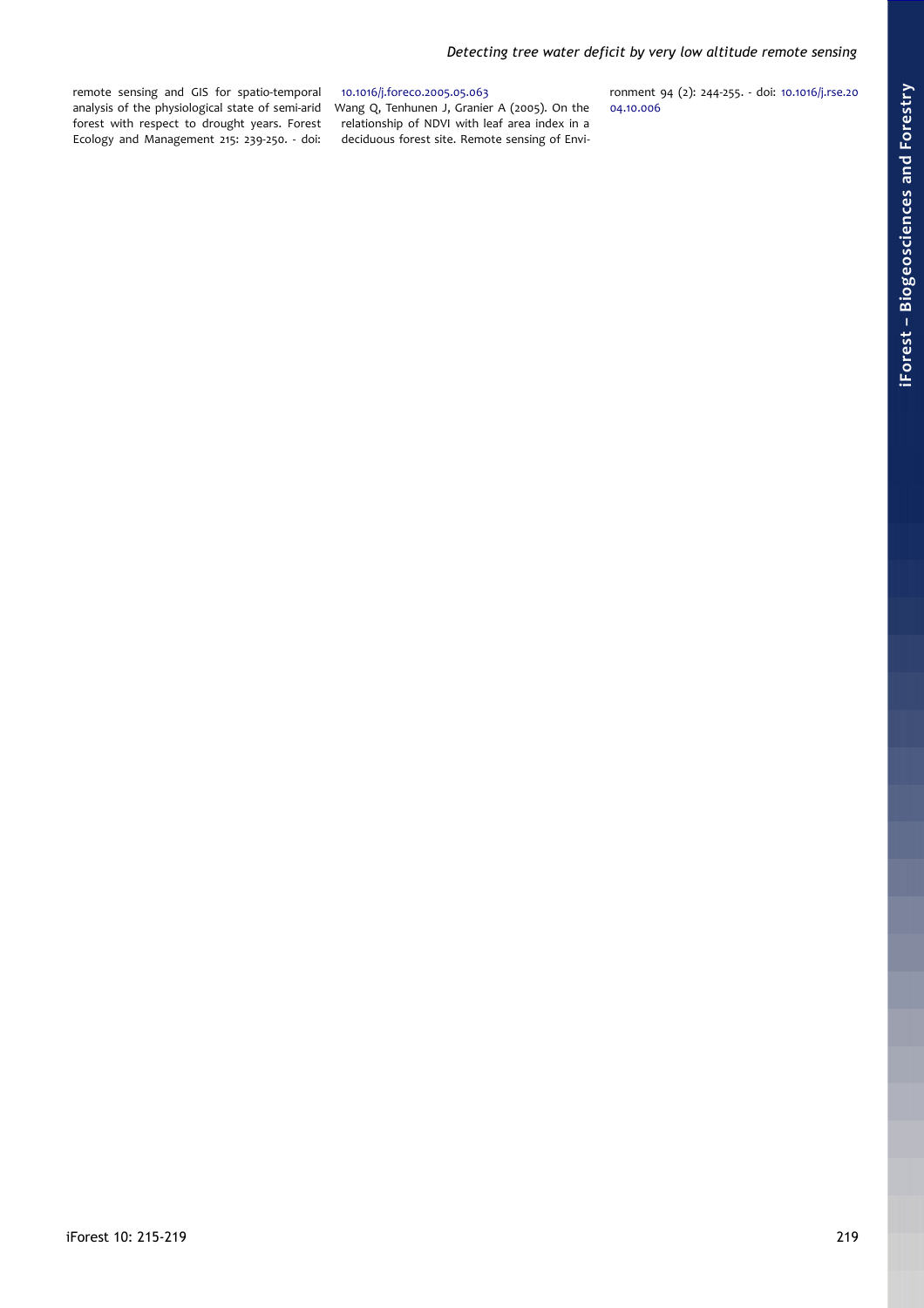remote sensing and GIS for spatio-temporal analysis of the physiological state of semi-arid forest with respect to drought years. Forest Ecology and Management 215: 239-250. - doi: 10.1016/j.foreco.2005.05.063

Wang Q, Tenhunen J, Granier A (2005). On the relationship of NDVI with leaf area index in a deciduous forest site. Remote sensing of Environment 94 (2): 244-255. - doi: 10.1016/j.rse.2004.10.006